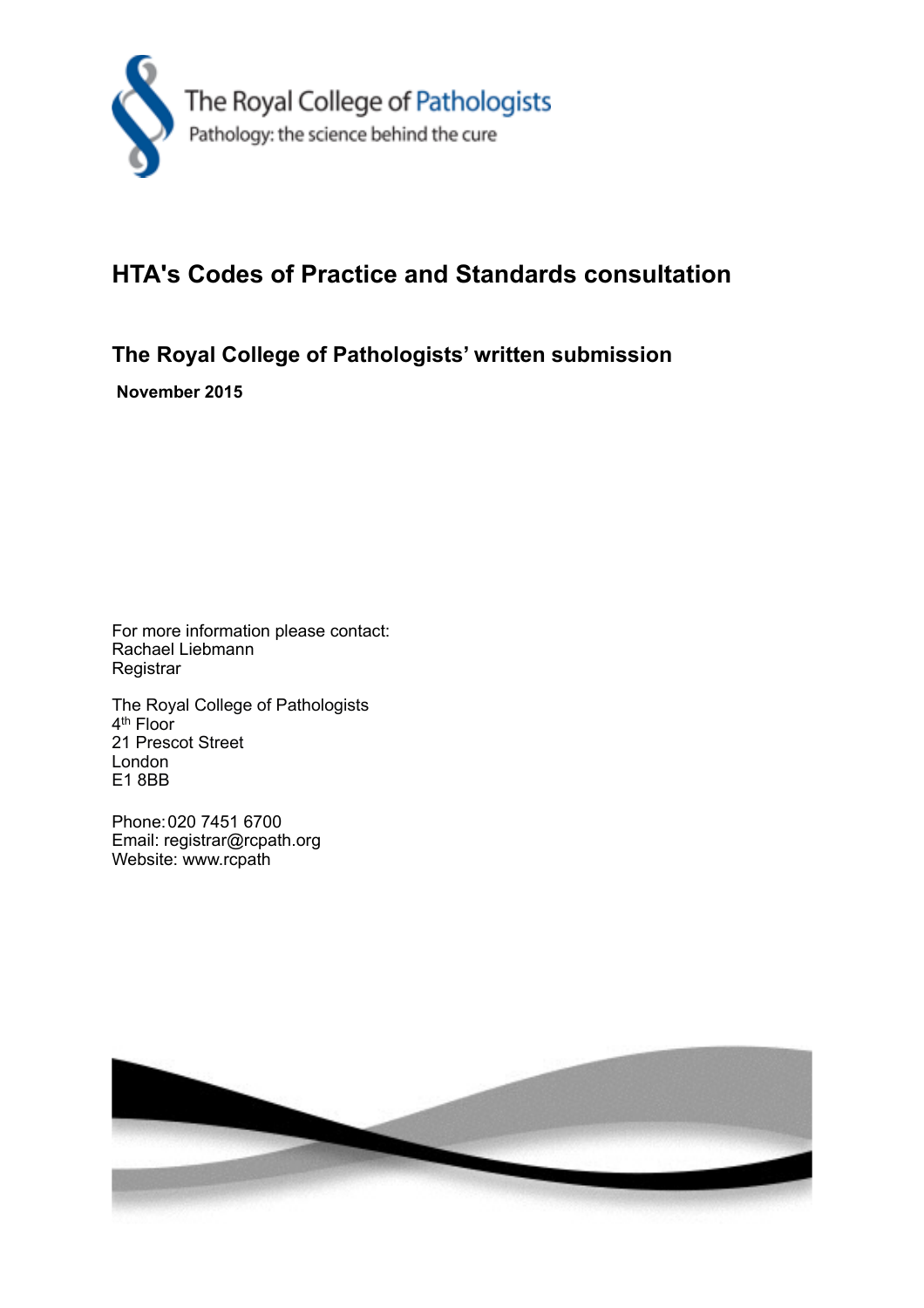The Royal College of Pathologists
Pathology: the science behind the cure

# HTA's Codes of Practice and Standards consultation

## The Royal College of Pathologists' written submission

**November 2015**

For more information please contact:
Rachael Liebmann
Registrar

The Royal College of Pathologists
4th Floor
21 Prescot Street
London
E1 8BB

Phone: 020 7451 6700
Email: registrar@rcpath.org
Website: www.rcpath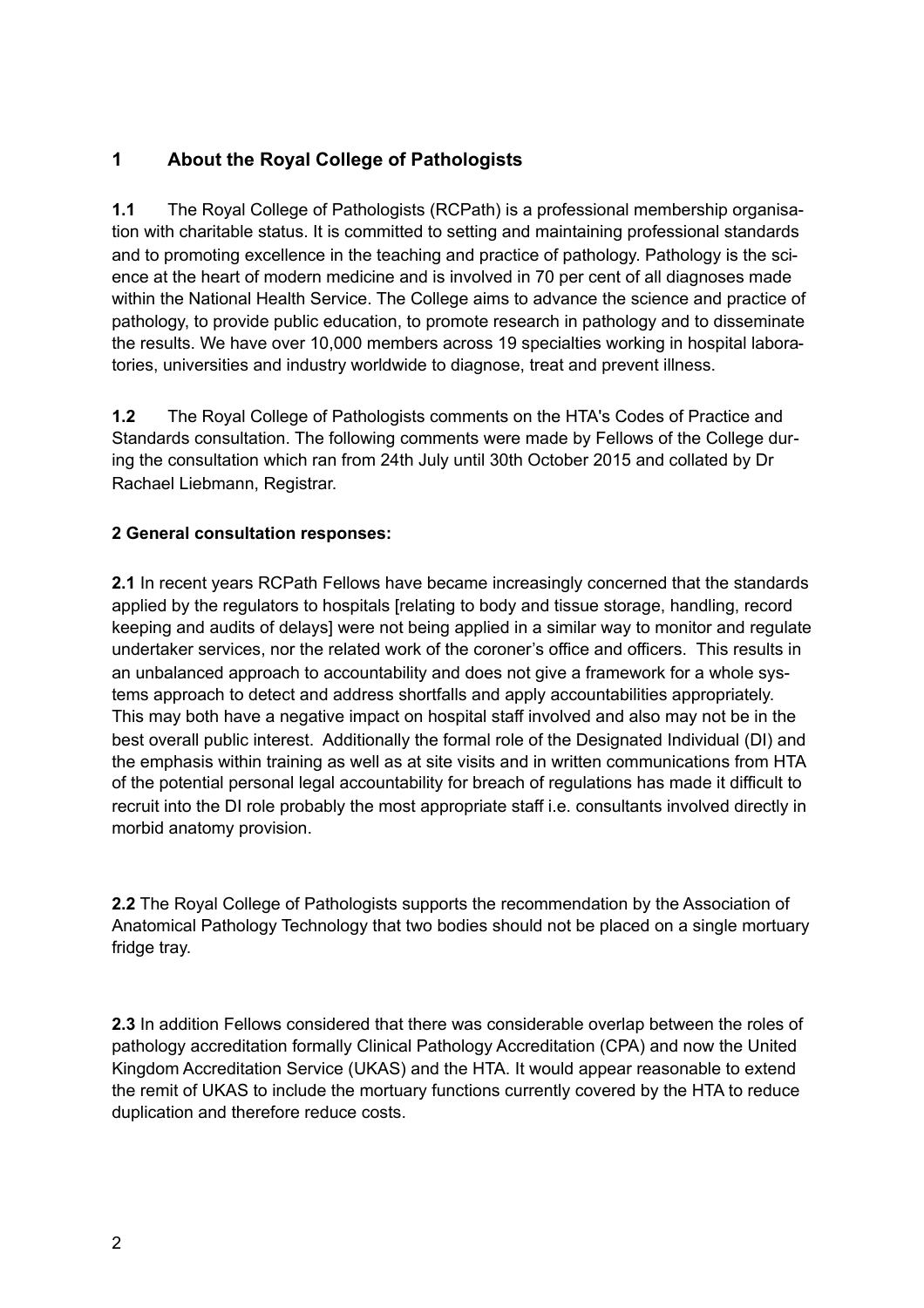## 1 About the Royal College of Pathologists

**1.1** The Royal College of Pathologists (RCPath) is a professional membership organisation with charitable status. It is committed to setting and maintaining professional standards and to promoting excellence in the teaching and practice of pathology. Pathology is the science at the heart of modern medicine and is involved in 70 per cent of all diagnoses made within the National Health Service. The College aims to advance the science and practice of pathology, to provide public education, to promote research in pathology and to disseminate the results. We have over 10,000 members across 19 specialties working in hospital laboratories, universities and industry worldwide to diagnose, treat and prevent illness.

**1.2** The Royal College of Pathologists comments on the HTA's Codes of Practice and Standards consultation. The following comments were made by Fellows of the College during the consultation which ran from 24th July until 30th October 2015 and collated by Dr Rachael Liebmann, Registrar.

**2 General consultation responses:**

**2.1** In recent years RCPath Fellows have became increasingly concerned that the standards applied by the regulators to hospitals [relating to body and tissue storage, handling, record keeping and audits of delays] were not being applied in a similar way to monitor and regulate undertaker services, nor the related work of the coroner's office and officers. This results in an unbalanced approach to accountability and does not give a framework for a whole systems approach to detect and address shortfalls and apply accountabilities appropriately. This may both have a negative impact on hospital staff involved and also may not be in the best overall public interest. Additionally the formal role of the Designated Individual (DI) and the emphasis within training as well as at site visits and in written communications from HTA of the potential personal legal accountability for breach of regulations has made it difficult to recruit into the DI role probably the most appropriate staff i.e. consultants involved directly in morbid anatomy provision.

**2.2** The Royal College of Pathologists supports the recommendation by the Association of Anatomical Pathology Technology that two bodies should not be placed on a single mortuary fridge tray.

**2.3** In addition Fellows considered that there was considerable overlap between the roles of pathology accreditation formally Clinical Pathology Accreditation (CPA) and now the United Kingdom Accreditation Service (UKAS) and the HTA. It would appear reasonable to extend the remit of UKAS to include the mortuary functions currently covered by the HTA to reduce duplication and therefore reduce costs.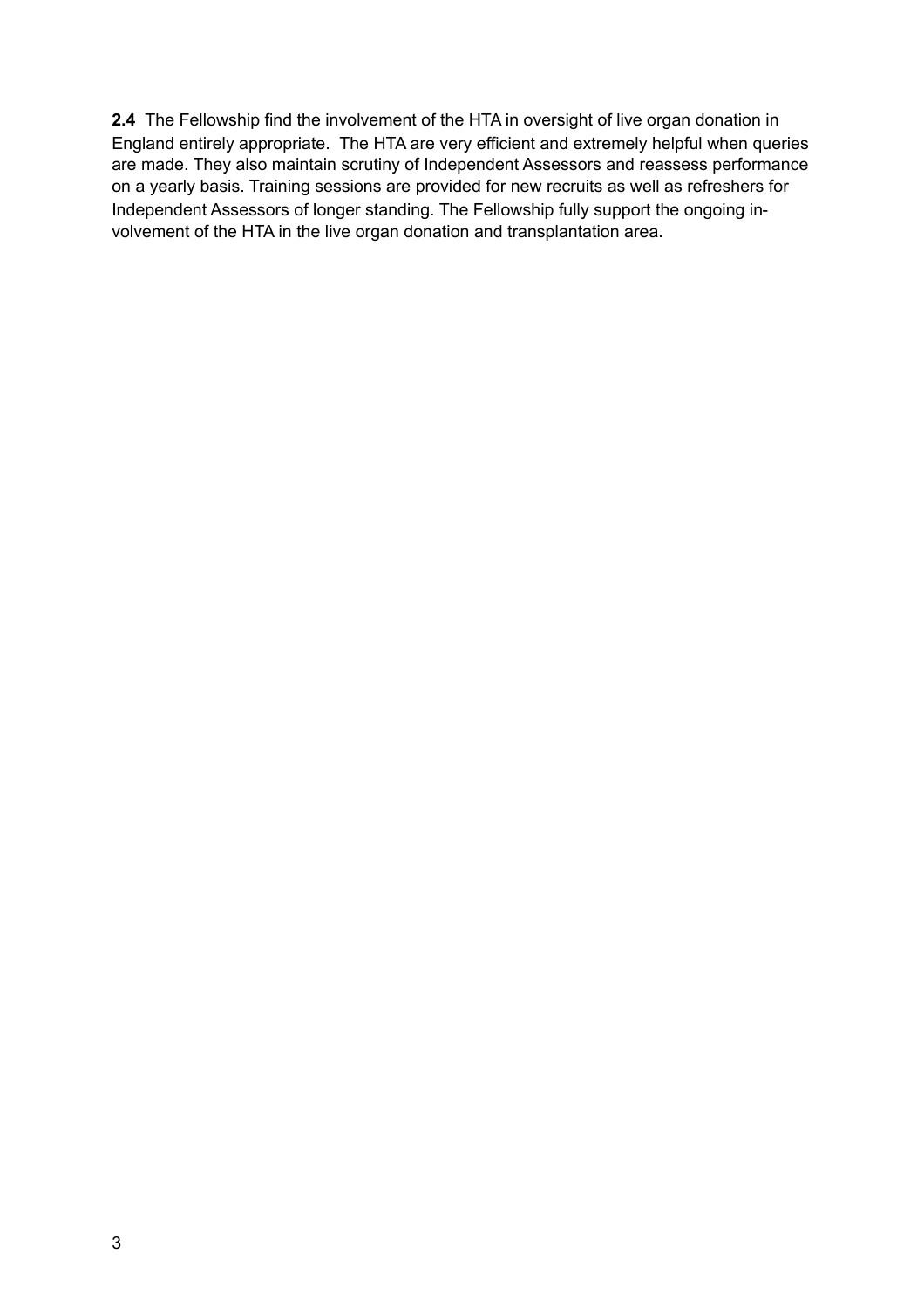**2.4** The Fellowship find the involvement of the HTA in oversight of live organ donation in England entirely appropriate. The HTA are very efficient and extremely helpful when queries are made. They also maintain scrutiny of Independent Assessors and reassess performance on a yearly basis. Training sessions are provided for new recruits as well as refreshers for Independent Assessors of longer standing. The Fellowship fully support the ongoing involvement of the HTA in the live organ donation and transplantation area.